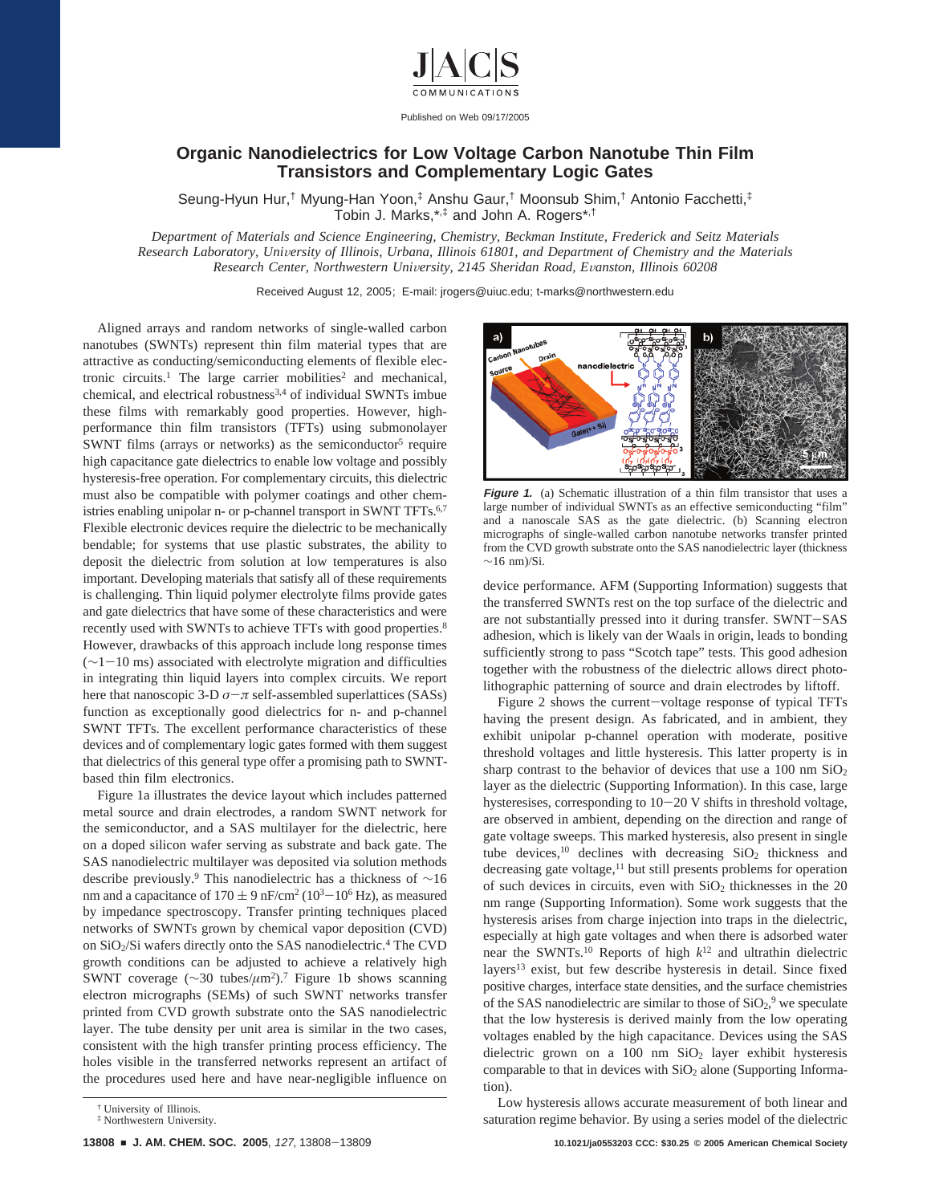# Organic Nanodielectrics for Low Voltage Carbon Nanotube Thin Film Transistors and Complementary Logic Gates

Seung-Hyun Hur,[†] Myung-Han Yoon,[‡] Anshu Gaur,[†] Moonsub Shim,[†] Antonio Facchetti,[‡] Tobin J. Marks,*[‡] and John A. Rogers*[†]

*Department of Materials and Science Engineering, Chemistry, Beckman Institute, Frederick and Seitz Materials Research Laboratory, University of Illinois, Urbana, Illinois 61801, and Department of Chemistry and the Materials Research Center, Northwestern University, 2145 Sheridan Road, Evanston, Illinois 60208*

Received August 12, 2005; E-mail: jrogers@uiuc.edu; t-marks@northwestern.edu

Aligned arrays and random networks of single-walled carbon nanotubes (SWNTs) represent thin film material types that are attractive as conducting/semiconducting elements of flexible electronic circuits.[1] The large carrier mobilities[2] and mechanical, chemical, and electrical robustness[3,4] of individual SWNTs imbue these films with remarkably good properties. However, high-performance thin film transistors (TFTs) using submonolayer SWNT films (arrays or networks) as the semiconductor[5] require high capacitance gate dielectrics to enable low voltage and possibly hysteresis-free operation. For complementary circuits, this dielectric must also be compatible with polymer coatings and other chemistries enabling unipolar n- or p-channel transport in SWNT TFTs.[6,7] Flexible electronic devices require the dielectric to be mechanically bendable; for systems that use plastic substrates, the ability to deposit the dielectric from solution at low temperatures is also important. Developing materials that satisfy all of these requirements is challenging. Thin liquid polymer electrolyte films provide gates and gate dielectrics that have some of these characteristics and were recently used with SWNTs to achieve TFTs with good properties.[8] However, drawbacks of this approach include long response times (~1−10 ms) associated with electrolyte migration and difficulties in integrating thin liquid layers into complex circuits. We report here that nanoscopic 3-D $\sigma-\pi$ self-assembled superlattices (SASs) function as exceptionally good dielectrics for n- and p-channel SWNT TFTs. The excellent performance characteristics of these devices and of complementary logic gates formed with them suggest that dielectrics of this general type offer a promising path to SWNT-based thin film electronics.

Figure 1a illustrates the device layout which includes patterned metal source and drain electrodes, a random SWNT network for the semiconductor, and a SAS multilayer for the dielectric, here on a doped silicon wafer serving as substrate and back gate. The SAS nanodielectric multilayer was deposited via solution methods describe previously.[9] This nanodielectric has a thickness of ~16 nm and a capacitance of 170 ± 9 nF/cm$^2$ ($10^3$−$10^6$ Hz), as measured by impedance spectroscopy. Transfer printing techniques placed networks of SWNTs grown by chemical vapor deposition (CVD) on $SiO_2$/Si wafers directly onto the SAS nanodielectric.[4] The CVD growth conditions can be adjusted to achieve a relatively high SWNT coverage (~30 tubes/$\mu$m$^2$).[7] Figure 1b shows scanning electron micrographs (SEMs) of such SWNT networks transfer printed from CVD growth substrate onto the SAS nanodielectric layer. The tube density per unit area is similar in the two cases, consistent with the high transfer printing process efficiency. The holes visible in the transferred networks represent an artifact of the procedures used here and have near-negligible influence on device performance. AFM (Supporting Information) suggests that the transferred SWNTs rest on the top surface of the dielectric and are not substantially pressed into it during transfer. SWNT−SAS adhesion, which is likely van der Waals in origin, leads to bonding sufficiently strong to pass "Scotch tape" tests. This good adhesion together with the robustness of the dielectric allows direct photolithographic patterning of source and drain electrodes by liftoff.

***Figure 1.*** (a) Schematic illustration of a thin film transistor that uses a large number of individual SWNTs as an effective semiconducting "film" and a nanoscale SAS as the gate dielectric. (b) Scanning electron micrographs of single-walled carbon nanotube networks transfer printed from the CVD growth substrate onto the SAS nanodielectric layer (thickness ~16 nm)/Si.

Figure 2 shows the current−voltage response of typical TFTs having the present design. As fabricated, and in ambient, they exhibit unipolar p-channel operation with moderate, positive threshold voltages and little hysteresis. This latter property is in sharp contrast to the behavior of devices that use a 100 nm $SiO_2$ layer as the dielectric (Supporting Information). In this case, large hysteresises, corresponding to 10−20 V shifts in threshold voltage, are observed in ambient, depending on the direction and range of gate voltage sweeps. This marked hysteresis, also present in single tube devices,[10] declines with decreasing $SiO_2$ thickness and decreasing gate voltage,[11] but still presents problems for operation of such devices in circuits, even with $SiO_2$ thicknesses in the 20 nm range (Supporting Information). Some work suggests that the hysteresis arises from charge injection into traps in the dielectric, especially at high gate voltages and when there is adsorbed water near the SWNTs.[10] Reports of high $k$[12] and ultrathin dielectric layers[13] exist, but few describe hysteresis in detail. Since fixed positive charges, interface state densities, and the surface chemistries of the SAS nanodielectric are similar to those of $SiO_2$,[9] we speculate that the low hysteresis is derived mainly from the low operating voltages enabled by the high capacitance. Devices using the SAS dielectric grown on a 100 nm $SiO_2$ layer exhibit hysteresis comparable to that in devices with $SiO_2$ alone (Supporting Information).

Low hysteresis allows accurate measurement of both linear and saturation regime behavior. By using a series model of the dielectric

[†] University of Illinois.
[‡] Northwestern University.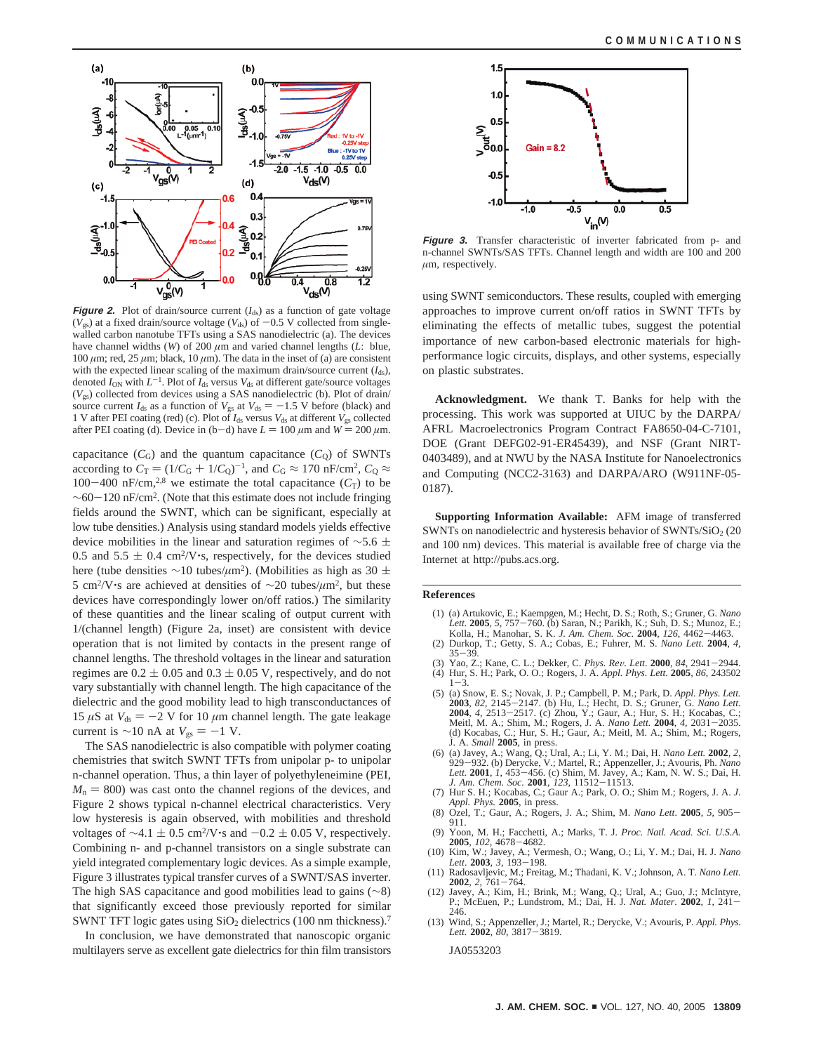(a)

-10
-8
-6
-4
-2
0
$I_{ds}$(μA)
-2 -1 0 1 2
$V_{gs}$(V)

-10
-5
0
$I_{on}$(μA)
0.00 0.05 0.10
$L^{-1}$(μm$^{-1}$)

(b)

0.0
-0.5
-1.0
-1.5
$I_{ds}$(μA)
-2.0 -1.5 -1.0 -0.5 0.0
$V_{ds}$(V)
1V
-0.75V
$V_{gs}$ = -1V
Red : 1V to -1V -0.25V step
Blue : -1V to 1V 0.25V step

(c)

-1.5
-1.0
-0.5
0.0
$I_{ds}$(μA)
-1 0 1
$V_{gs}$(V)
0.6
0.4
0.2
0.0
PEI Coated

(d)

0.4
0.3
0.2
0.1
0.0
$I_{ds}$(μA)
0.0 0.4 0.8 1.2
$V_{ds}$(V)
Vgs = 1V
0.75V
-0.25V

***Figure 2.*** Plot of drain/source current ($I_{ds}$) as a function of gate voltage ($V_{gs}$) at a fixed drain/source voltage ($V_{ds}$) of −0.5 V collected from single-walled carbon nanotube TFTs using a SAS nanodielectric (a). The devices have channel widths ($W$) of 200 μm and varied channel lengths ($L$: blue, 100 μm; red, 25 μm; black, 10 μm). The data in the inset of (a) are consistent with the expected linear scaling of the maximum drain/source current ($I_{ds}$), denoted $I_{ON}$ with $L^{-1}$. Plot of $I_{ds}$ versus $V_{ds}$ at different gate/source voltages ($V_{gs}$) collected from devices using a SAS nanodielectric (b). Plot of drain/source current $I_{ds}$ as a function of $V_{gs}$ at $V_{ds}$ = −1.5 V before (black) and 1 V after PEI coating (red) (c). Plot of $I_{ds}$ versus $V_{ds}$ at different $V_{gs}$ collected after PEI coating (d). Device in (b−d) have $L$ = 100 μm and $W$ = 200 μm.

capacitance ($C_G$) and the quantum capacitance ($C_Q$) of SWNTs according to $C_T = (1/C_G + 1/C_Q)^{-1}$, and $C_G \approx 170$ nF/cm$^2$, $C_Q \approx 100-400$ nF/cm,[2,8] we estimate the total capacitance ($C_T$) to be ~60−120 nF/cm$^2$. (Note that this estimate does not include fringing fields around the SWNT, which can be significant, especially at low tube densities.) Analysis using standard models yields effective device mobilities in the linear and saturation regimes of ~5.6 ± 0.5 and 5.5 ± 0.4 cm$^2$/V·s, respectively, for the devices studied here (tube densities ~10 tubes/μm$^2$). (Mobilities as high as 30 ± 5 cm$^2$/V·s are achieved at densities of ~20 tubes/μm$^2$, but these devices have correspondingly lower on/off ratios.) The similarity of these quantities and the linear scaling of output current with 1/(channel length) (Figure 2a, inset) are consistent with device operation that is not limited by contacts in the present range of channel lengths. The threshold voltages in the linear and saturation regimes are 0.2 ± 0.05 and 0.3 ± 0.05 V, respectively, and do not vary substantially with channel length. The high capacitance of the dielectric and the good mobility lead to high transconductances of 15 μS at $V_{ds}$ = −2 V for 10 μm channel length. The gate leakage current is ~10 nA at $V_{gs}$ = −1 V.

The SAS nanodielectric is also compatible with polymer coating chemistries that switch SWNT TFTs from unipolar p- to unipolar n-channel operation. Thus, a thin layer of polyethyleneimine (PEI, $M_n$ = 800) was cast onto the channel regions of the devices, and Figure 2 shows typical n-channel electrical characteristics. Very low hysteresis is again observed, with mobilities and threshold voltages of ~4.1 ± 0.5 cm$^2$/V·s and −0.2 ± 0.05 V, respectively. Combining n- and p-channel transistors on a single substrate can yield integrated complementary logic devices. As a simple example, Figure 3 illustrates typical transfer curves of a SWNT/SAS inverter. The high SAS capacitance and good mobilities lead to gains (~8) that significantly exceed those previously reported for similar SWNT TFT logic gates using $SiO_2$ dielectrics (100 nm thickness).[7]

In conclusion, we have demonstrated that nanoscopic organic multilayers serve as excellent gate dielectrics for thin film transistors

1.5
1.0
0.5
0.0
-0.5
-1.0
$V_{out}$(V)
-1.0 -0.5 0.0 0.5
$V_{in}$(V)
Gain = 8.2

***Figure 3.*** Transfer characteristic of inverter fabricated from p- and n-channel SWNTs/SAS TFTs. Channel length and width are 100 and 200 μm, respectively.

using SWNT semiconductors. These results, coupled with emerging approaches to improve current on/off ratios in SWNT TFTs by eliminating the effects of metallic tubes, suggest the potential importance of new carbon-based electronic materials for high-performance logic circuits, displays, and other systems, especially on plastic substrates.

**Acknowledgment.** We thank T. Banks for help with the processing. This work was supported at UIUC by the DARPA/AFRL Macroelectronics Program Contract FA8650-04-C-7101, DOE (Grant DEFG02-91-ER45439), and NSF (Grant NIRT-0403489), and at NWU by the NASA Institute for Nanoelectronics and Computing (NCC2-3163) and DARPA/ARO (W911NF-05-0187).

**Supporting Information Available:** AFM image of transferred SWNTs on nanodielectric and hysteresis behavior of SWNTs/$SiO_2$ (20 and 100 nm) devices. This material is available free of charge via the Internet at http://pubs.acs.org.

## References

(1) (a) Artukovic, E.; Kaempgen, M.; Hecht, D. S.; Roth, S.; Gruner, G. *Nano Lett.* **2005**, *5*, 757−760. (b) Saran, N.; Parikh, K.; Suh, D. S.; Munoz, E.; Kolla, H.; Manohar, S. K. *J. Am. Chem. Soc.* **2004**, *126*, 4462−4463.
(2) Durkop, T.; Getty, S. A.; Cobas, E.; Fuhrer, M. S. *Nano Lett.* **2004**, *4*, 35−39.
(3) Yao, Z.; Kane, C. L.; Dekker, C. *Phys. Rev. Lett.* **2000**, *84*, 2941−2944.
(4) Hur, S. H.; Park, O. O.; Rogers, J. A. *Appl. Phys. Lett.* **2005**, *86*, 243502 1−3.
(5) (a) Snow, E. S.; Novak, J. P.; Campbell, P. M.; Park, D. *Appl. Phys. Lett.* **2003**, *82*, 2145−2147. (b) Hu, L.; Hecht, D. S.; Gruner, G. *Nano Lett.* **2004**, *4*, 2513−2517. (c) Zhou, Y.; Gaur, A.; Hur, S. H.; Kocabas, C.; Meitl, M. A.; Shim, M.; Rogers, J. A. *Nano Lett.* **2004**, *4*, 2031−2035. (d) Kocabas, C.; Hur, S. H.; Gaur, A.; Meitl, M. A.; Shim, M.; Rogers, J. A. *Small* **2005**, in press.
(6) (a) Javey, A.; Wang, Q.; Ural, A.; Li, Y. M.; Dai, H. *Nano Lett.* **2002**, *2*, 929−932. (b) Derycke, V.; Martel, R.; Appenzeller, J.; Avouris, Ph. *Nano Lett.* **2001**, *1*, 453−456. (c) Shim, M. Javey, A.; Kam, N. W. S.; Dai, H. *J. Am. Chem. Soc.* **2001**, *123*, 11512−11513.
(7) Hur S. H.; Kocabas, C.; Gaur A.; Park, O. O.; Shim M.; Rogers, J. A. *J. Appl. Phys.* **2005**, in press.
(8) Ozel, T.; Gaur, A.; Rogers, J. A.; Shim, M. *Nano Lett.* **2005**, *5*, 905−911.
(9) Yoon, M. H.; Facchetti, A.; Marks, T. J. *Proc. Natl. Acad. Sci. U.S.A.* **2005**, *102*, 4678−4682.
(10) Kim, W.; Javey, A.; Vermesh, O.; Wang, O.; Li, Y. M.; Dai, H. J. *Nano Lett.* **2003**, *3*, 193−198.
(11) Radosavljevic, M.; Freitag, M.; Thadani, K. V.; Johnson, A. T. *Nano Lett.* **2002**, *2*, 761−764.
(12) Javey, A.; Kim, H.; Brink, M.; Wang, Q.; Ural, A.; Guo, J.; McIntyre, P.; McEuen, P.; Lundstrom, M.; Dai, H. J. *Nat. Mater.* **2002**, *1*, 241−246.
(13) Wind, S.; Appenzeller, J.; Martel, R.; Derycke, V.; Avouris, P. *Appl. Phys. Lett.* **2002**, *80*, 3817−3819.

JA0553203